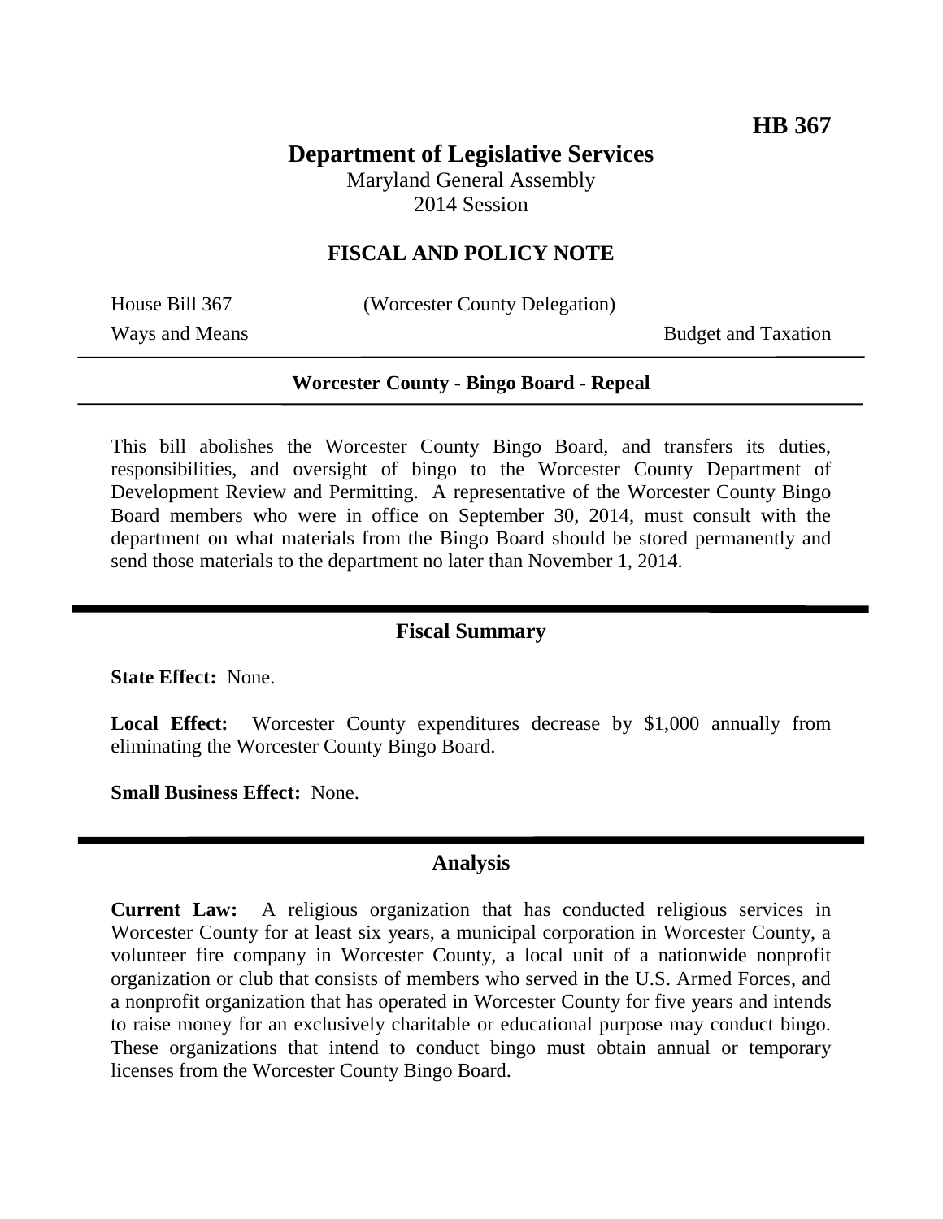HB 367

# Department of Legislative Services

Maryland General Assembly
2014 Session

## FISCAL AND POLICY NOTE

House Bill 367 (Worcester County Delegation)
Ways and Means Budget and Taxation

**Worcester County - Bingo Board - Repeal**

This bill abolishes the Worcester County Bingo Board, and transfers its duties, responsibilities, and oversight of bingo to the Worcester County Department of Development Review and Permitting. A representative of the Worcester County Bingo Board members who were in office on September 30, 2014, must consult with the department on what materials from the Bingo Board should be stored permanently and send those materials to the department no later than November 1, 2014.

## Fiscal Summary

**State Effect:** None.

**Local Effect:** Worcester County expenditures decrease by $1,000 annually from eliminating the Worcester County Bingo Board.

**Small Business Effect:** None.

## Analysis

**Current Law:** A religious organization that has conducted religious services in Worcester County for at least six years, a municipal corporation in Worcester County, a volunteer fire company in Worcester County, a local unit of a nationwide nonprofit organization or club that consists of members who served in the U.S. Armed Forces, and a nonprofit organization that has operated in Worcester County for five years and intends to raise money for an exclusively charitable or educational purpose may conduct bingo. These organizations that intend to conduct bingo must obtain annual or temporary licenses from the Worcester County Bingo Board.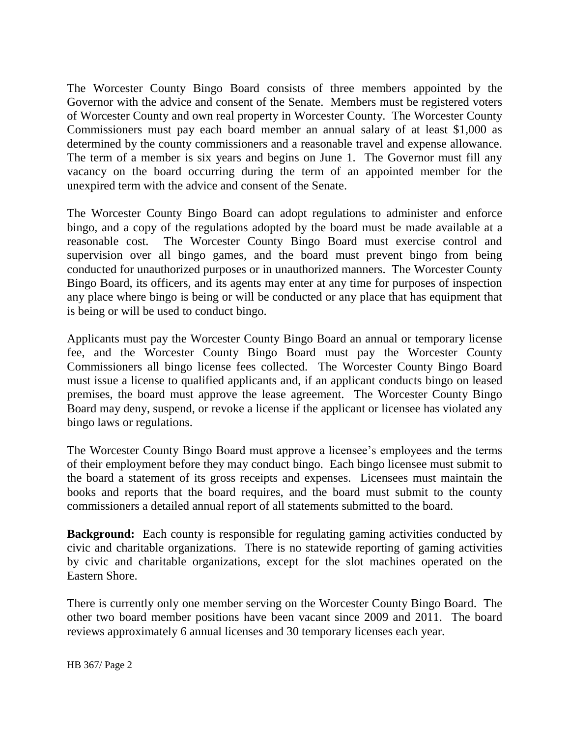The Worcester County Bingo Board consists of three members appointed by the Governor with the advice and consent of the Senate. Members must be registered voters of Worcester County and own real property in Worcester County. The Worcester County Commissioners must pay each board member an annual salary of at least $1,000 as determined by the county commissioners and a reasonable travel and expense allowance. The term of a member is six years and begins on June 1. The Governor must fill any vacancy on the board occurring during the term of an appointed member for the unexpired term with the advice and consent of the Senate.

The Worcester County Bingo Board can adopt regulations to administer and enforce bingo, and a copy of the regulations adopted by the board must be made available at a reasonable cost. The Worcester County Bingo Board must exercise control and supervision over all bingo games, and the board must prevent bingo from being conducted for unauthorized purposes or in unauthorized manners. The Worcester County Bingo Board, its officers, and its agents may enter at any time for purposes of inspection any place where bingo is being or will be conducted or any place that has equipment that is being or will be used to conduct bingo.

Applicants must pay the Worcester County Bingo Board an annual or temporary license fee, and the Worcester County Bingo Board must pay the Worcester County Commissioners all bingo license fees collected. The Worcester County Bingo Board must issue a license to qualified applicants and, if an applicant conducts bingo on leased premises, the board must approve the lease agreement. The Worcester County Bingo Board may deny, suspend, or revoke a license if the applicant or licensee has violated any bingo laws or regulations.

The Worcester County Bingo Board must approve a licensee's employees and the terms of their employment before they may conduct bingo. Each bingo licensee must submit to the board a statement of its gross receipts and expenses. Licensees must maintain the books and reports that the board requires, and the board must submit to the county commissioners a detailed annual report of all statements submitted to the board.

**Background:** Each county is responsible for regulating gaming activities conducted by civic and charitable organizations. There is no statewide reporting of gaming activities by civic and charitable organizations, except for the slot machines operated on the Eastern Shore.

There is currently only one member serving on the Worcester County Bingo Board. The other two board member positions have been vacant since 2009 and 2011. The board reviews approximately 6 annual licenses and 30 temporary licenses each year.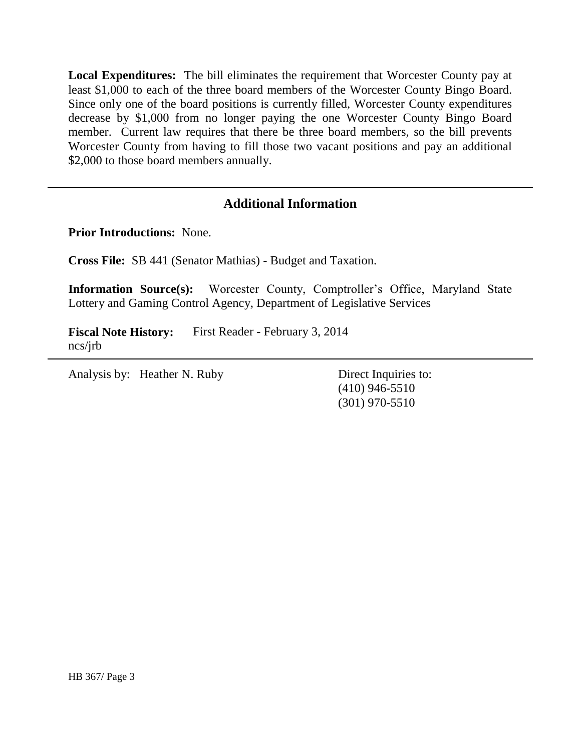**Local Expenditures:** The bill eliminates the requirement that Worcester County pay at least $1,000 to each of the three board members of the Worcester County Bingo Board. Since only one of the board positions is currently filled, Worcester County expenditures decrease by $1,000 from no longer paying the one Worcester County Bingo Board member. Current law requires that there be three board members, so the bill prevents Worcester County from having to fill those two vacant positions and pay an additional $2,000 to those board members annually.

---

## Additional Information

**Prior Introductions:** None.

**Cross File:** SB 441 (Senator Mathias) - Budget and Taxation.

**Information Source(s):** Worcester County, Comptroller's Office, Maryland State Lottery and Gaming Control Agency, Department of Legislative Services

**Fiscal Note History:** First Reader - February 3, 2014
ncs/jrb

---

Analysis by: Heather N. Ruby

Direct Inquiries to:
(410) 946-5510
(301) 970-5510